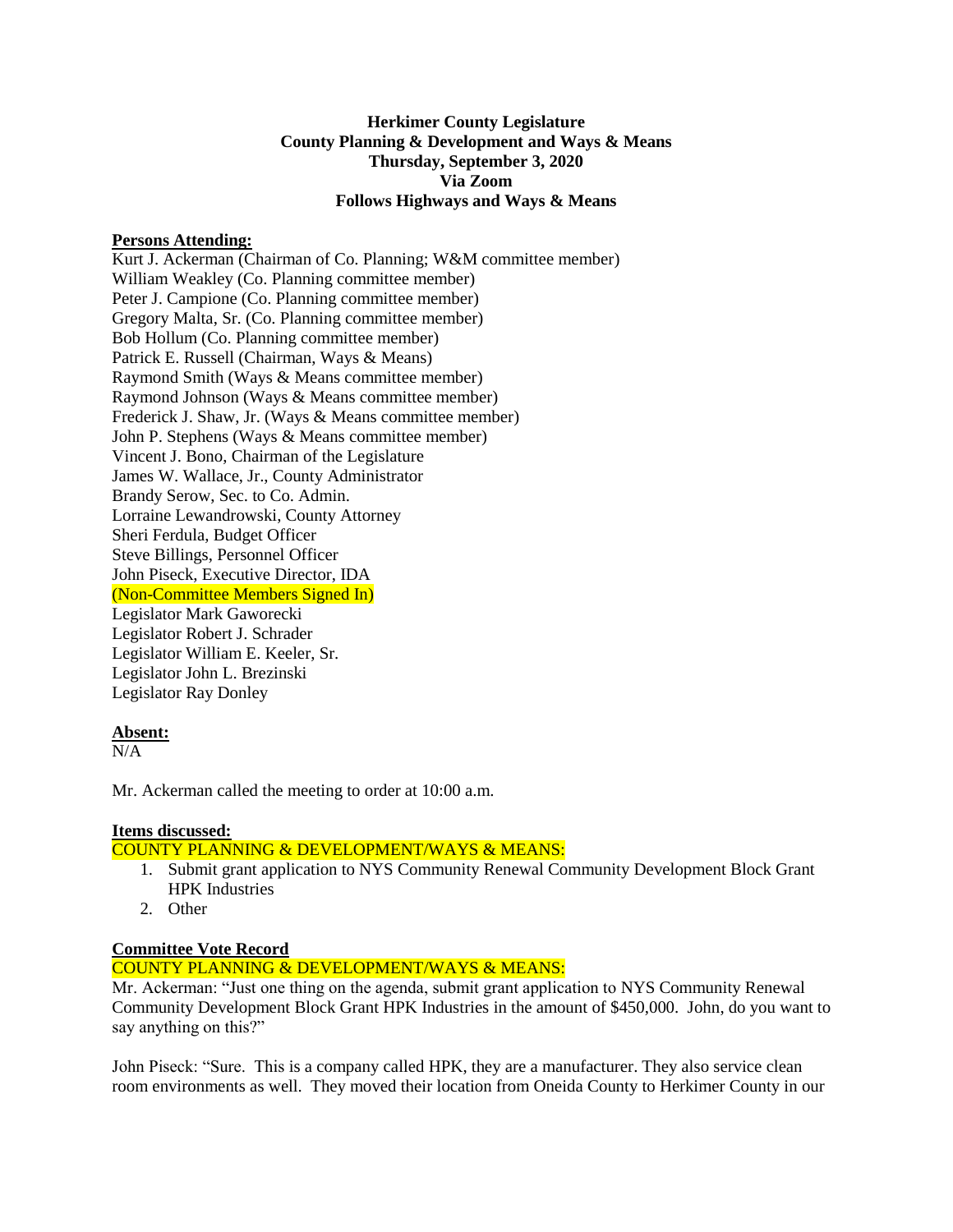**Herkimer County Legislature**
**County Planning & Development and Ways & Means**
**Thursday, September 3, 2020**
**Via Zoom**
**Follows Highways and Ways & Means**

**Persons Attending:**

Kurt J. Ackerman (Chairman of Co. Planning; W&M committee member)
William Weakley (Co. Planning committee member)
Peter J. Campione (Co. Planning committee member)
Gregory Malta, Sr. (Co. Planning committee member)
Bob Hollum (Co. Planning committee member)
Patrick E. Russell (Chairman, Ways & Means)
Raymond Smith (Ways & Means committee member)
Raymond Johnson (Ways & Means committee member)
Frederick J. Shaw, Jr. (Ways & Means committee member)
John P. Stephens (Ways & Means committee member)
Vincent J. Bono, Chairman of the Legislature
James W. Wallace, Jr., County Administrator
Brandy Serow, Sec. to Co. Admin.
Lorraine Lewandrowski, County Attorney
Sheri Ferdula, Budget Officer
Steve Billings, Personnel Officer
John Piseck, Executive Director, IDA
(Non-Committee Members Signed In)
Legislator Mark Gaworecki
Legislator Robert J. Schrader
Legislator William E. Keeler, Sr.
Legislator John L. Brezinski
Legislator Ray Donley

**Absent:**
N/A

Mr. Ackerman called the meeting to order at 10:00 a.m.

**Items discussed:**

COUNTY PLANNING & DEVELOPMENT/WAYS & MEANS:

1. Submit grant application to NYS Community Renewal Community Development Block Grant HPK Industries
2. Other

**Committee Vote Record**

COUNTY PLANNING & DEVELOPMENT/WAYS & MEANS:

Mr. Ackerman: "Just one thing on the agenda, submit grant application to NYS Community Renewal Community Development Block Grant HPK Industries in the amount of $450,000. John, do you want to say anything on this?"

John Piseck: "Sure. This is a company called HPK, they are a manufacturer. They also service clean room environments as well. They moved their location from Oneida County to Herkimer County in our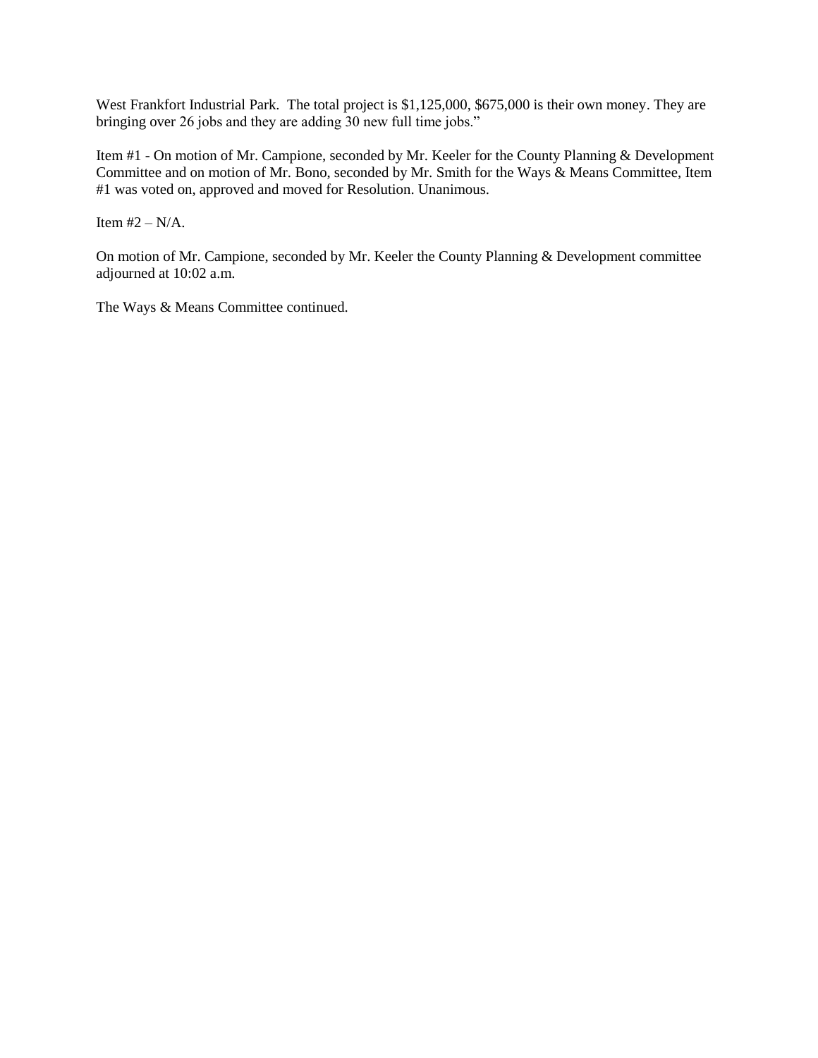West Frankfort Industrial Park. The total project is $1,125,000, $675,000 is their own money. They are bringing over 26 jobs and they are adding 30 new full time jobs."

Item #1 - On motion of Mr. Campione, seconded by Mr. Keeler for the County Planning & Development Committee and on motion of Mr. Bono, seconded by Mr. Smith for the Ways & Means Committee, Item #1 was voted on, approved and moved for Resolution. Unanimous.

Item #2 – N/A.

On motion of Mr. Campione, seconded by Mr. Keeler the County Planning & Development committee adjourned at 10:02 a.m.

The Ways & Means Committee continued.